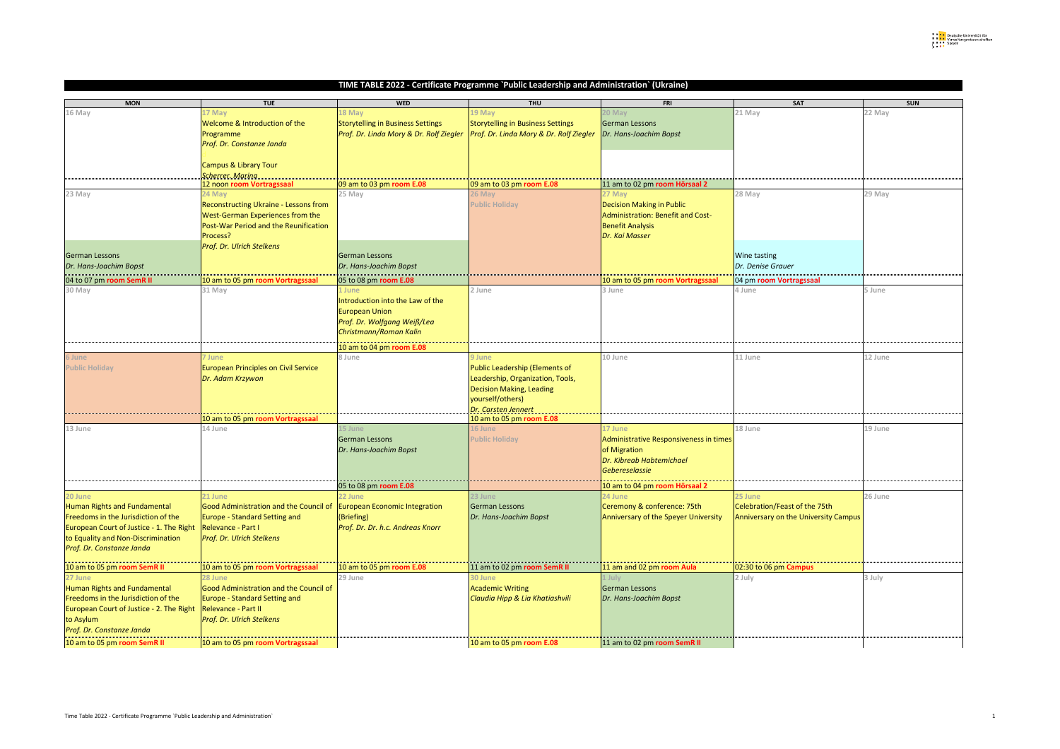# TIME TABLE 2022 - Certificate Programme `Public Leadership and Administration` (Ukraine)

| MON | TUE | WED | THU | FRI | SAT | SUN |
|---|---|---|---|---|---|---|
| 16 May | 17 May<br>Welcome & Introduction of the Programme<br>*Prof. Dr. Constanze Janda*<br><br>Campus & Library Tour<br>*Scherrer, Marina*<br>12 noon **room Vortragssaal** | 18 May<br>Storytelling in Business Settings<br>*Prof. Dr. Linda Mory & Dr. Rolf Ziegler*<br>09 am to 03 pm **room E.08** | 19 May<br>Storytelling in Business Settings<br>*Prof. Dr. Linda Mory & Dr. Rolf Ziegler*<br>09 am to 03 pm **room E.08** | 20 May<br>German Lessons<br>*Dr. Hans-Joachim Bopst*<br>11 am to 02 pm **room Hörsaal 2** | 21 May | 22 May |
| 23 May<br>German Lessons<br>*Dr. Hans-Joachim Bopst*<br>04 to 07 pm **room SemR II** | 24 May<br>Reconstructing Ukraine - Lessons from West-German Experiences from the Post-War Period and the Reunification Process?<br>*Prof. Dr. Ulrich Stelkens*<br>10 am to 05 pm **room Vortragssaal** | 25 May<br>German Lessons<br>*Dr. Hans-Joachim Bopst*<br>05 to 08 pm **room E.08** | 26 May<br>Public Holiday | 27 May<br>Decision Making in Public Administration: Benefit and Cost-Benefit Analysis<br>*Dr. Kai Masser*<br>10 am to 05 pm **room Vortragssaal** | 28 May<br>Wine tasting<br>*Dr. Denise Grauer*<br>04 pm **room Vortragssaal** | 29 May |
| 30 May | 31 May | 1 June<br>Introduction into the Law of the European Union<br>*Prof. Dr. Wolfgang Weiß/Lea Christmann/Roman Kalin*<br>10 am to 04 pm **room E.08** | 2 June | 3 June | 4 June | 5 June |
| 6 June<br>Public Holiday | 7 June<br>European Principles on Civil Service<br>*Dr. Adam Krzywon*<br>10 am to 05 pm **room Vortragssaal** | 8 June | 9 June<br>Public Leadership (Elements of Leadership, Organization, Tools, Decision Making, Leading yourself/others)<br>*Dr. Carsten Jennert*<br>10 am to 05 pm **room E.08** | 10 June | 11 June | 12 June |
| 13 June | 14 June | 15 June<br>German Lessons<br>*Dr. Hans-Joachim Bopst*<br>05 to 08 pm **room E.08** | 16 June<br>Public Holiday | 17 June<br>Administrative Responsiveness in times of Migration<br>*Dr. Kibreab Habtemichael Gebereselassie*<br>10 am to 04 pm **room Hörsaal 2** | 18 June | 19 June |
| 20 June<br>Human Rights and Fundamental Freedoms in the Jurisdiction of the European Court of Justice - 1. The Right to Equality and Non-Discrimination<br>*Prof. Dr. Constanze Janda*<br>10 am to 05 pm **room SemR II** | 21 June<br>Good Administration and the Council of Europe - Standard Setting and Relevance - Part I<br>*Prof. Dr. Ulrich Stelkens*<br>10 am to 05 pm **room Vortragssaal** | 22 June<br>European Economic Integration (Briefing)<br>*Prof. Dr. Dr. h.c. Andreas Knorr*<br>10 am to 05 pm **room E.08** | 23 June<br>German Lessons<br>*Dr. Hans-Joachim Bopst*<br>11 am to 02 pm **room SemR II** | 24 June<br>Ceremony & conference: 75th Anniversary of the Speyer University<br>11 am and 02 pm **room Aula** | 25 June<br>Celebration/Feast of the 75th Anniversary on the University Campus<br>02:30 to 06 pm **Campus** | 26 June |
| 27 June<br>Human Rights and Fundamental Freedoms in the Jurisdiction of the European Court of Justice - 2. The Right to Asylum<br>*Prof. Dr. Constanze Janda*<br>10 am to 05 pm **room SemR II** | 28 June<br>Good Administration and the Council of Europe - Standard Setting and Relevance - Part II<br>*Prof. Dr. Ulrich Stelkens*<br>10 am to 05 pm **room Vortragssaal** | 29 June | 30 June<br>Academic Writing<br>*Claudia Hipp & Lia Khatiashvili*<br>10 am to 05 pm **room E.08** | 1 July<br>German Lessons<br>*Dr. Hans-Joachim Bopst*<br>11 am to 02 pm **room SemR II** | 2 July | 3 July |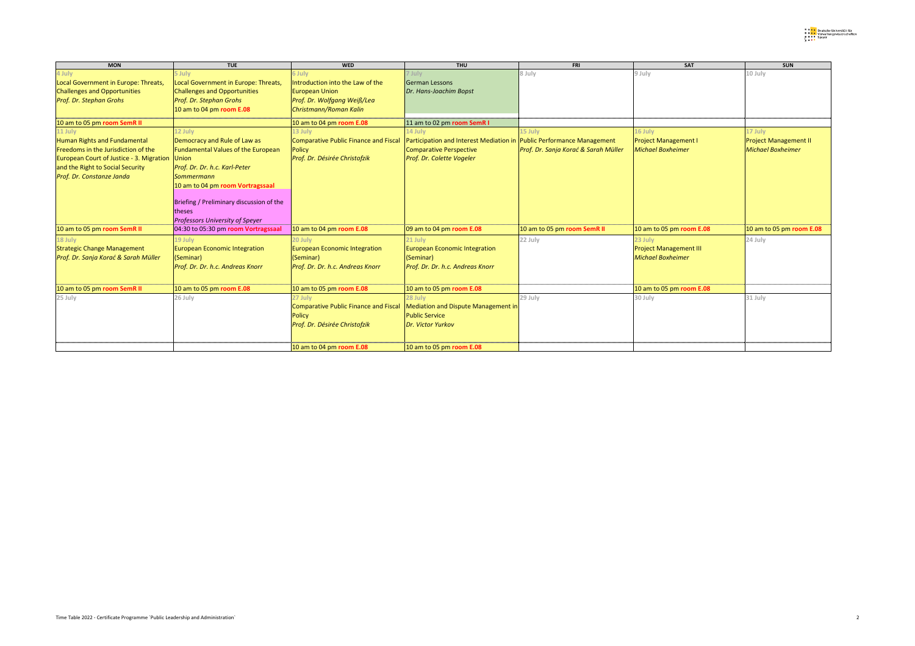| MON | TUE | WED | THU | FRI | SAT | SUN |
|---|---|---|---|---|---|---|
| 4 July<br>Local Government in Europe: Threats, Challenges and Opportunities<br>*Prof. Dr. Stephan Grohs*<br><br>10 am to 05 pm **room SemR II** | 5 July<br>Local Government in Europe: Threats, Challenges and Opportunities<br>*Prof. Dr. Stephan Grohs*<br>10 am to 04 pm **room E.08** | 6 July<br>Introduction into the Law of the European Union<br>*Prof. Dr. Wolfgang Weiß/Lea Christmann/Roman Kalin*<br><br>10 am to 04 pm **room E.08** | 7 July<br>German Lessons<br>*Dr. Hans-Joachim Bopst*<br><br>11 am to 02 pm **room SemR I** | 8 July | 9 July | 10 July |
| 11 July<br>Human Rights and Fundamental Freedoms in the Jurisdiction of the European Court of Justice - 3. Migration and the Right to Social Security<br>*Prof. Dr. Constanze Janda*<br><br>10 am to 05 pm **room SemR II** | 12 July<br>Democracy and Rule of Law as Fundamental Values of the European Union<br>*Prof. Dr. Dr. h.c. Karl-Peter Sommermann*<br>10 am to 04 pm **room Vortragssaal**<br><br>Briefing / Preliminary discussion of the theses<br>*Professors University of Speyer*<br>04:30 to 05:30 pm **room Vortragssaal** | 13 July<br>Comparative Public Finance and Fiscal Policy<br>*Prof. Dr. Désirée Christofzik*<br><br>10 am to 04 pm **room E.08** | 14 July<br>Participation and Interest Mediation in Comparative Perspective<br>*Prof. Dr. Colette Vogeler*<br><br>09 am to 04 pm **room E.08** | 15 July<br>Public Performance Management<br>*Prof. Dr. Sanja Korać & Sarah Müller*<br><br>10 am to 05 pm **room SemR II** | 16 July<br>Project Management I<br>*Michael Boxheimer*<br><br>10 am to 05 pm **room E.08** | 17 July<br>Project Management II<br>*Michael Boxheimer*<br><br>10 am to 05 pm **room E.08** |
| 18 July<br>Strategic Change Management<br>*Prof. Dr. Sanja Korać & Sarah Müller*<br><br>10 am to 05 pm **room SemR II** | 19 July<br>European Economic Integration (Seminar)<br>*Prof. Dr. Dr. h.c. Andreas Knorr*<br><br>10 am to 05 pm **room E.08** | 20 July<br>European Economic Integration (Seminar)<br>*Prof. Dr. Dr. h.c. Andreas Knorr*<br><br>10 am to 05 pm **room E.08** | 21 July<br>European Economic Integration (Seminar)<br>*Prof. Dr. Dr. h.c. Andreas Knorr*<br><br>10 am to 05 pm **room E.08** | 22 July | 23 July<br>Project Management III<br>*Michael Boxheimer*<br><br>10 am to 05 pm **room E.08** | 24 July |
| 25 July | 26 July | 27 July<br>Comparative Public Finance and Fiscal Policy<br>*Prof. Dr. Désirée Christofzik*<br><br>10 am to 04 pm **room E.08** | 28 July<br>Mediation and Dispute Management in Public Service<br>*Dr. Victor Yurkov*<br><br>10 am to 05 pm **room E.08** | 29 July | 30 July | 31 July |

Time Table 2022 - Certificate Programme ´Public Leadership and Administration´